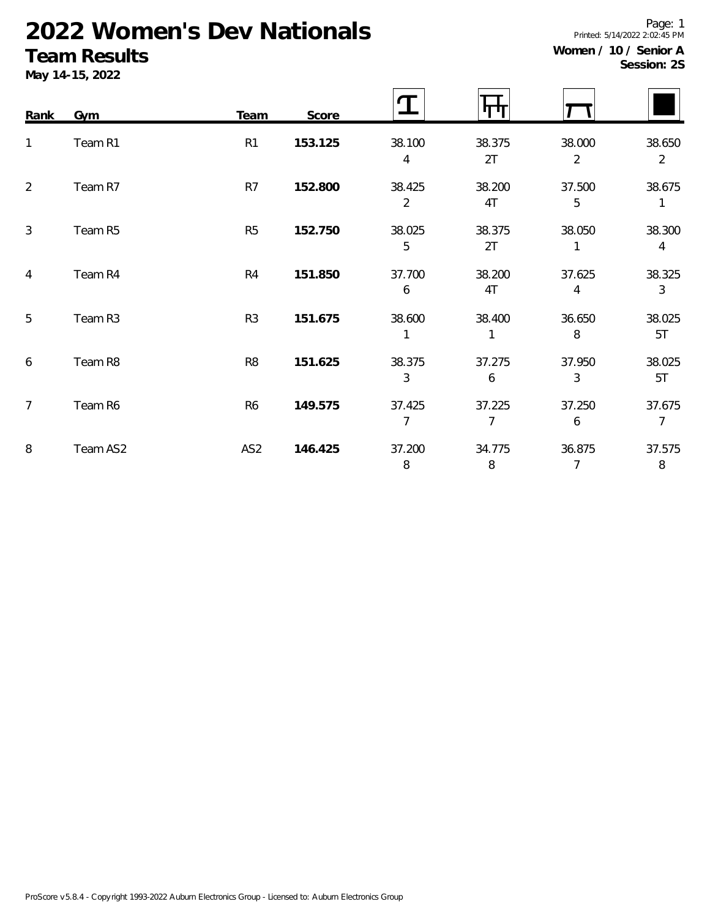# 2022 Women's Dev Nationals

## Team Results

**May 14-15, 2022**

Page: 1
Printed: 5/14/2022 2:02:45 PM

**Women / 10 / Senior A**
**Session: 2S**

| Rank | Gym | Team | Score | Vault | Bars | Beam | Floor |
|---|---|---|---|---|---|---|---|
| 1 | Team R1 | R1 | **153.125** | 38.100<br>4 | 38.375<br>2T | 38.000<br>2 | 38.650<br>2 |
| 2 | Team R7 | R7 | **152.800** | 38.425<br>2 | 38.200<br>4T | 37.500<br>5 | 38.675<br>1 |
| 3 | Team R5 | R5 | **152.750** | 38.025<br>5 | 38.375<br>2T | 38.050<br>1 | 38.300<br>4 |
| 4 | Team R4 | R4 | **151.850** | 37.700<br>6 | 38.200<br>4T | 37.625<br>4 | 38.325<br>3 |
| 5 | Team R3 | R3 | **151.675** | 38.600<br>1 | 38.400<br>1 | 36.650<br>8 | 38.025<br>5T |
| 6 | Team R8 | R8 | **151.625** | 38.375<br>3 | 37.275<br>6 | 37.950<br>3 | 38.025<br>5T |
| 7 | Team R6 | R6 | **149.575** | 37.425<br>7 | 37.225<br>7 | 37.250<br>6 | 37.675<br>7 |
| 8 | Team AS2 | AS2 | **146.425** | 37.200<br>8 | 34.775<br>8 | 36.875<br>7 | 37.575<br>8 |

ProScore v5.8.4 - Copyright 1993-2022 Auburn Electronics Group - Licensed to: Auburn Electronics Group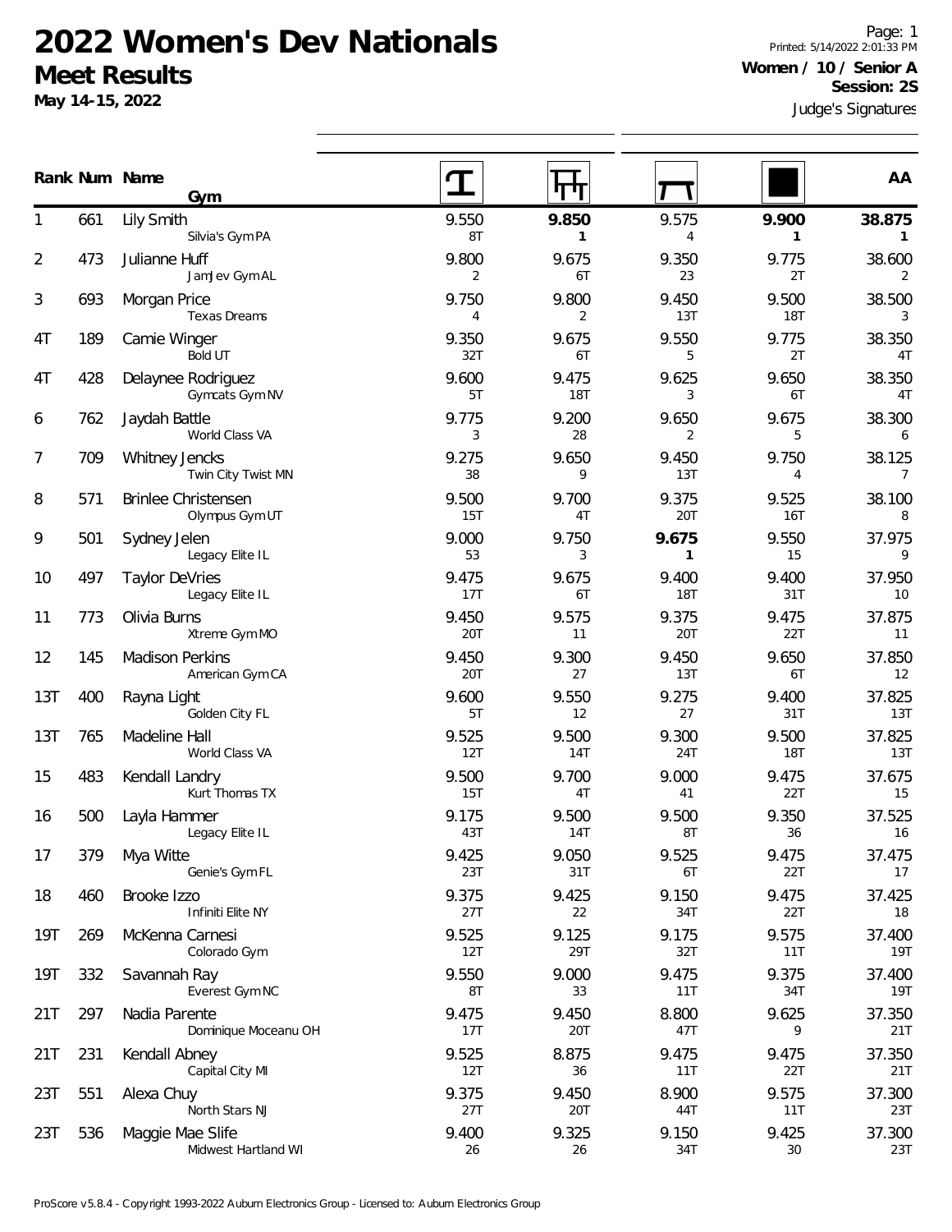# 2022 Women's Dev Nationals

## Meet Results

**May 14-15, 2022**

Printed: 5/14/2022 2:01:33 PM

**Women / 10 / Senior A**

**Session: 2S**

Judge's Signatures

| Rank | Num | Name / Gym | Vault | Bars | Beam | Floor | AA |
|---|---|---|---|---|---|---|---|
| 1 | 661 | Lily Smith<br>Silvia's Gym PA | 9.550<br>8T | **9.850**<br>**1** | 9.575<br>4 | **9.900**<br>**1** | **38.875**<br>**1** |
| 2 | 473 | Julianne Huff<br>JamJev Gym AL | 9.800<br>2 | 9.675<br>6T | 9.350<br>23 | 9.775<br>2T | 38.600<br>2 |
| 3 | 693 | Morgan Price<br>Texas Dreams | 9.750<br>4 | 9.800<br>2 | 9.450<br>13T | 9.500<br>18T | 38.500<br>3 |
| 4T | 189 | Camie Winger<br>Bold UT | 9.350<br>32T | 9.675<br>6T | 9.550<br>5 | 9.775<br>2T | 38.350<br>4T |
| 4T | 428 | Delaynee Rodriguez<br>Gymcats Gym NV | 9.600<br>5T | 9.475<br>18T | 9.625<br>3 | 9.650<br>6T | 38.350<br>4T |
| 6 | 762 | Jaydah Battle<br>World Class VA | 9.775<br>3 | 9.200<br>28 | 9.650<br>2 | 9.675<br>5 | 38.300<br>6 |
| 7 | 709 | Whitney Jencks<br>Twin City Twist MN | 9.275<br>38 | 9.650<br>9 | 9.450<br>13T | 9.750<br>4 | 38.125<br>7 |
| 8 | 571 | Brinlee Christensen<br>Olympus Gym UT | 9.500<br>15T | 9.700<br>4T | 9.375<br>20T | 9.525<br>16T | 38.100<br>8 |
| 9 | 501 | Sydney Jelen<br>Legacy Elite IL | 9.000<br>53 | 9.750<br>3 | **9.675**<br>**1** | 9.550<br>15 | 37.975<br>9 |
| 10 | 497 | Taylor DeVries<br>Legacy Elite IL | 9.475<br>17T | 9.675<br>6T | 9.400<br>18T | 9.400<br>31T | 37.950<br>10 |
| 11 | 773 | Olivia Burns<br>Xtreme Gym MO | 9.450<br>20T | 9.575<br>11 | 9.375<br>20T | 9.475<br>22T | 37.875<br>11 |
| 12 | 145 | Madison Perkins<br>American Gym CA | 9.450<br>20T | 9.300<br>27 | 9.450<br>13T | 9.650<br>6T | 37.850<br>12 |
| 13T | 400 | Rayna Light<br>Golden City FL | 9.600<br>5T | 9.550<br>12 | 9.275<br>27 | 9.400<br>31T | 37.825<br>13T |
| 13T | 765 | Madeline Hall<br>World Class VA | 9.525<br>12T | 9.500<br>14T | 9.300<br>24T | 9.500<br>18T | 37.825<br>13T |
| 15 | 483 | Kendall Landry<br>Kurt Thomas TX | 9.500<br>15T | 9.700<br>4T | 9.000<br>41 | 9.475<br>22T | 37.675<br>15 |
| 16 | 500 | Layla Hammer<br>Legacy Elite IL | 9.175<br>43T | 9.500<br>14T | 9.500<br>8T | 9.350<br>36 | 37.525<br>16 |
| 17 | 379 | Mya Witte<br>Genie's Gym FL | 9.425<br>23T | 9.050<br>31T | 9.525<br>6T | 9.475<br>22T | 37.475<br>17 |
| 18 | 460 | Brooke Izzo<br>Infiniti Elite NY | 9.375<br>27T | 9.425<br>22 | 9.150<br>34T | 9.475<br>22T | 37.425<br>18 |
| 19T | 269 | McKenna Carnesi<br>Colorado Gym | 9.525<br>12T | 9.125<br>29T | 9.175<br>32T | 9.575<br>11T | 37.400<br>19T |
| 19T | 332 | Savannah Ray<br>Everest Gym NC | 9.550<br>8T | 9.000<br>33 | 9.475<br>11T | 9.375<br>34T | 37.400<br>19T |
| 21T | 297 | Nadia Parente<br>Dominique Moceanu OH | 9.475<br>17T | 9.450<br>20T | 8.800<br>47T | 9.625<br>9 | 37.350<br>21T |
| 21T | 231 | Kendall Abney<br>Capital City MI | 9.525<br>12T | 8.875<br>36 | 9.475<br>11T | 9.475<br>22T | 37.350<br>21T |
| 23T | 551 | Alexa Chuy<br>North Stars NJ | 9.375<br>27T | 9.450<br>20T | 8.900<br>44T | 9.575<br>11T | 37.300<br>23T |
| 23T | 536 | Maggie Mae Slife<br>Midwest Hartland WI | 9.400<br>26 | 9.325<br>26 | 9.150<br>34T | 9.425<br>30 | 37.300<br>23T |

ProScore v5.8.4 - Copyright 1993-2022 Auburn Electronics Group - Licensed to: Auburn Electronics Group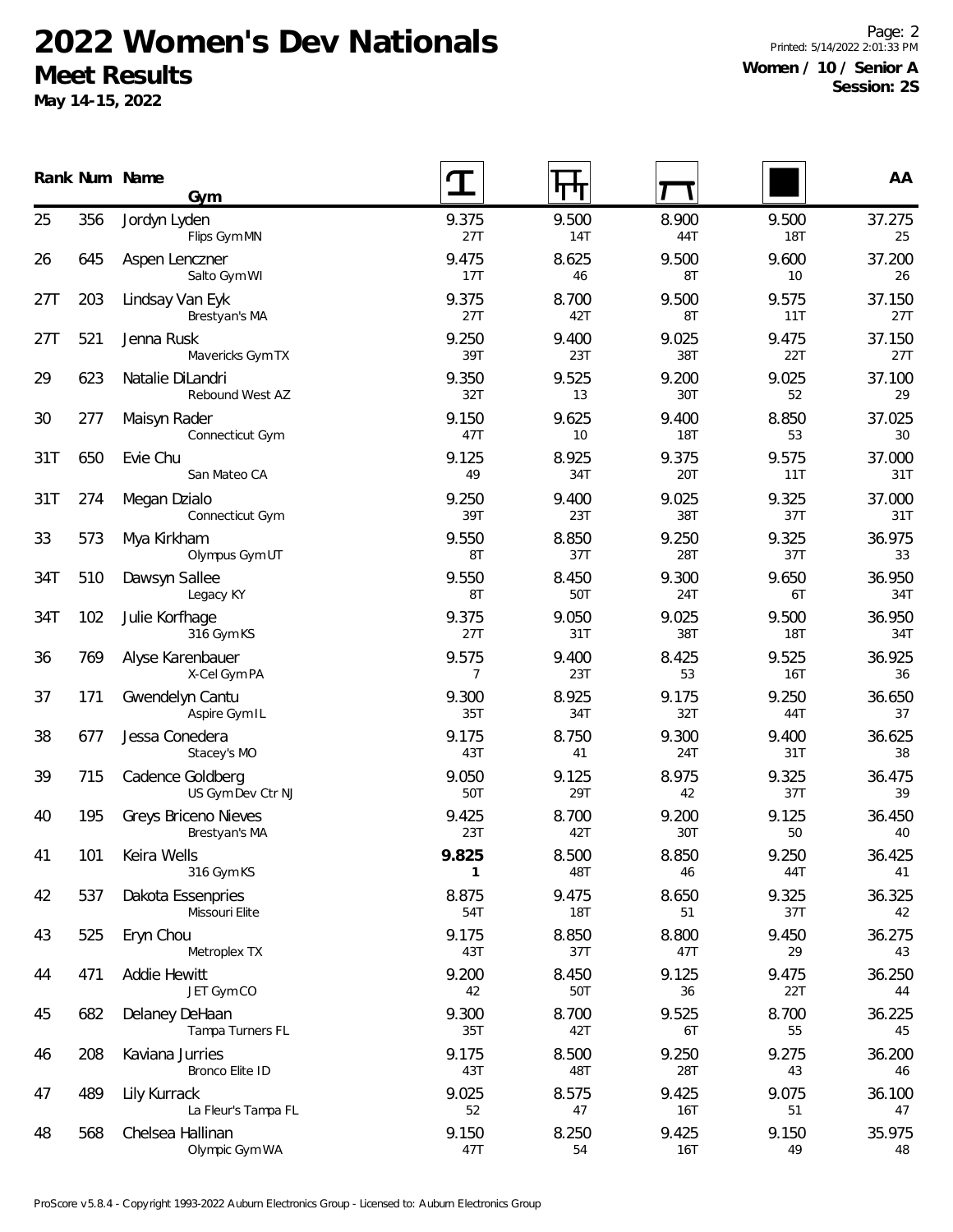# 2022 Women's Dev Nationals

## Meet Results

**May 14-15, 2022**

Printed: 5/14/2022 2:01:33 PM

**Women / 10 / Senior A**
**Session: 2S**

| Rank | Num | Name / Gym | Vault | Bars | Beam | Floor | AA |
|---|---|---|---|---|---|---|---|
| 25 | 356 | Jordyn Lyden<br>Flips Gym MN | 9.375<br>27T | 9.500<br>14T | 8.900<br>44T | 9.500<br>18T | 37.275<br>25 |
| 26 | 645 | Aspen Lenczner<br>Salto Gym WI | 9.475<br>17T | 8.625<br>46 | 9.500<br>8T | 9.600<br>10 | 37.200<br>26 |
| 27T | 203 | Lindsay Van Eyk<br>Brestyan's MA | 9.375<br>27T | 8.700<br>42T | 9.500<br>8T | 9.575<br>11T | 37.150<br>27T |
| 27T | 521 | Jenna Rusk<br>Mavericks Gym TX | 9.250<br>39T | 9.400<br>23T | 9.025<br>38T | 9.475<br>22T | 37.150<br>27T |
| 29 | 623 | Natalie DiLandri<br>Rebound West AZ | 9.350<br>32T | 9.525<br>13 | 9.200<br>30T | 9.025<br>52 | 37.100<br>29 |
| 30 | 277 | Maisyn Rader<br>Connecticut Gym | 9.150<br>47T | 9.625<br>10 | 9.400<br>18T | 8.850<br>53 | 37.025<br>30 |
| 31T | 650 | Evie Chu<br>San Mateo CA | 9.125<br>49 | 8.925<br>34T | 9.375<br>20T | 9.575<br>11T | 37.000<br>31T |
| 31T | 274 | Megan Dzialo<br>Connecticut Gym | 9.250<br>39T | 9.400<br>23T | 9.025<br>38T | 9.325<br>37T | 37.000<br>31T |
| 33 | 573 | Mya Kirkham<br>Olympus Gym UT | 9.550<br>8T | 8.850<br>37T | 9.250<br>28T | 9.325<br>37T | 36.975<br>33 |
| 34T | 510 | Dawsyn Sallee<br>Legacy KY | 9.550<br>8T | 8.450<br>50T | 9.300<br>24T | 9.650<br>6T | 36.950<br>34T |
| 34T | 102 | Julie Korfhage<br>316 Gym KS | 9.375<br>27T | 9.050<br>31T | 9.025<br>38T | 9.500<br>18T | 36.950<br>34T |
| 36 | 769 | Alyse Karenbauer<br>X-Cel Gym PA | 9.575<br>7 | 9.400<br>23T | 8.425<br>53 | 9.525<br>16T | 36.925<br>36 |
| 37 | 171 | Gwendelyn Cantu<br>Aspire Gym IL | 9.300<br>35T | 8.925<br>34T | 9.175<br>32T | 9.250<br>44T | 36.650<br>37 |
| 38 | 677 | Jessa Conedera<br>Stacey's MO | 9.175<br>43T | 8.750<br>41 | 9.300<br>24T | 9.400<br>31T | 36.625<br>38 |
| 39 | 715 | Cadence Goldberg<br>US Gym Dev Ctr NJ | 9.050<br>50T | 9.125<br>29T | 8.975<br>42 | 9.325<br>37T | 36.475<br>39 |
| 40 | 195 | Greys Briceno Nieves<br>Brestyan's MA | 9.425<br>23T | 8.700<br>42T | 9.200<br>30T | 9.125<br>50 | 36.450<br>40 |
| 41 | 101 | Keira Wells<br>316 Gym KS | **9.825**<br>**1** | 8.500<br>48T | 8.850<br>46 | 9.250<br>44T | 36.425<br>41 |
| 42 | 537 | Dakota Essenpries<br>Missouri Elite | 8.875<br>54T | 9.475<br>18T | 8.650<br>51 | 9.325<br>37T | 36.325<br>42 |
| 43 | 525 | Eryn Chou<br>Metroplex TX | 9.175<br>43T | 8.850<br>37T | 8.800<br>47T | 9.450<br>29 | 36.275<br>43 |
| 44 | 471 | Addie Hewitt<br>JET Gym CO | 9.200<br>42 | 8.450<br>50T | 9.125<br>36 | 9.475<br>22T | 36.250<br>44 |
| 45 | 682 | Delaney DeHaan<br>Tampa Turners FL | 9.300<br>35T | 8.700<br>42T | 9.525<br>6T | 8.700<br>55 | 36.225<br>45 |
| 46 | 208 | Kaviana Jurries<br>Bronco Elite ID | 9.175<br>43T | 8.500<br>48T | 9.250<br>28T | 9.275<br>43 | 36.200<br>46 |
| 47 | 489 | Lily Kurrack<br>La Fleur's Tampa FL | 9.025<br>52 | 8.575<br>47 | 9.425<br>16T | 9.075<br>51 | 36.100<br>47 |
| 48 | 568 | Chelsea Hallinan<br>Olympic Gym WA | 9.150<br>47T | 8.250<br>54 | 9.425<br>16T | 9.150<br>49 | 35.975<br>48 |

ProScore v5.8.4 - Copyright 1993-2022 Auburn Electronics Group - Licensed to: Auburn Electronics Group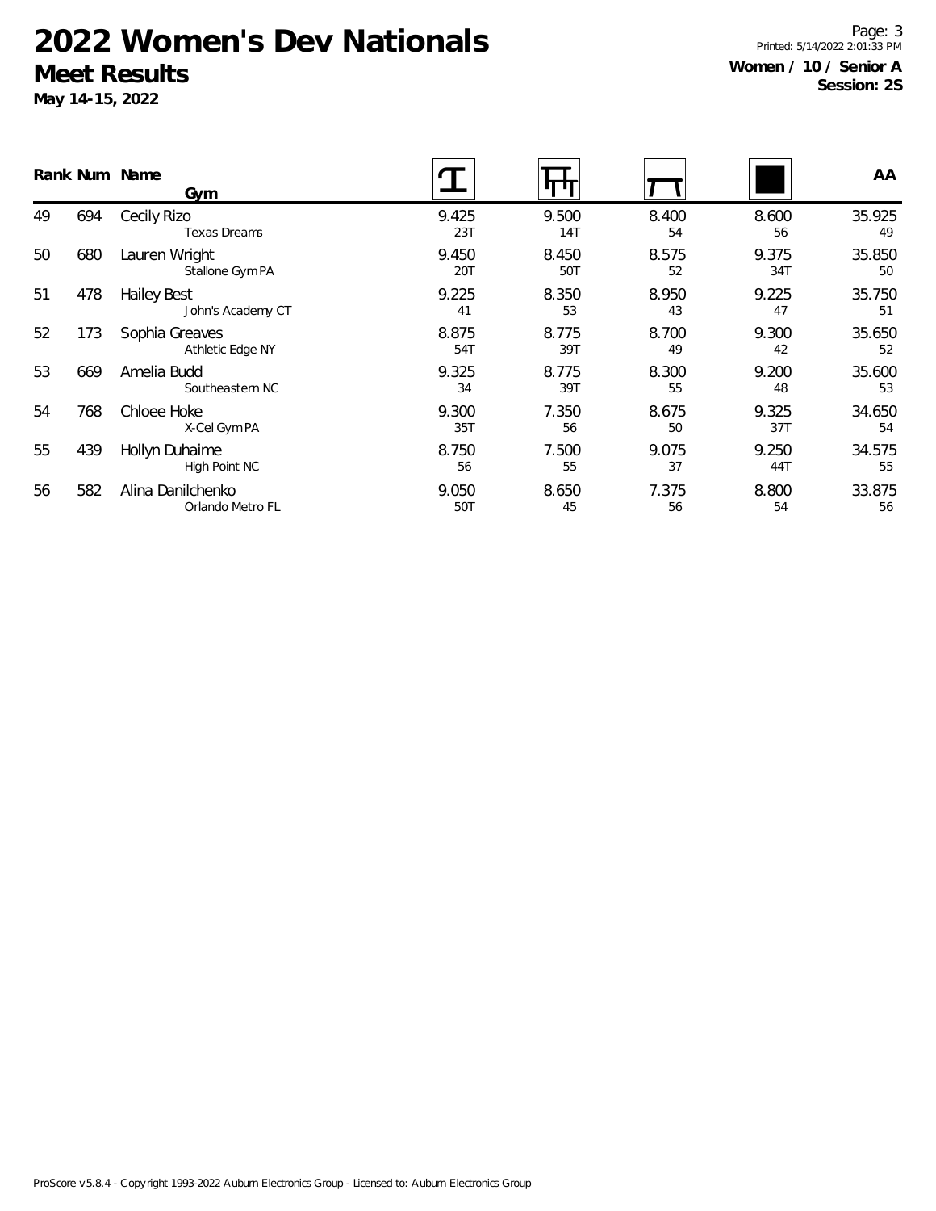# 2022 Women's Dev Nationals

## Meet Results

**May 14-15, 2022**

**Women / 10 / Senior A**
**Session: 2S**

| Rank | Num | Name / Gym | Vault | Bars | Beam | Floor | AA |
|---|---|---|---|---|---|---|---|
| 49 | 694 | Cecily Rizo<br>Texas Dreams | 9.425<br>23T | 9.500<br>14T | 8.400<br>54 | 8.600<br>56 | 35.925<br>49 |
| 50 | 680 | Lauren Wright<br>Stallone Gym PA | 9.450<br>20T | 8.450<br>50T | 8.575<br>52 | 9.375<br>34T | 35.850<br>50 |
| 51 | 478 | Hailey Best<br>John's Academy CT | 9.225<br>41 | 8.350<br>53 | 8.950<br>43 | 9.225<br>47 | 35.750<br>51 |
| 52 | 173 | Sophia Greaves<br>Athletic Edge NY | 8.875<br>54T | 8.775<br>39T | 8.700<br>49 | 9.300<br>42 | 35.650<br>52 |
| 53 | 669 | Amelia Budd<br>Southeastern NC | 9.325<br>34 | 8.775<br>39T | 8.300<br>55 | 9.200<br>48 | 35.600<br>53 |
| 54 | 768 | Chloee Hoke<br>X-Cel Gym PA | 9.300<br>35T | 7.350<br>56 | 8.675<br>50 | 9.325<br>37T | 34.650<br>54 |
| 55 | 439 | Hollyn Duhaime<br>High Point NC | 8.750<br>56 | 7.500<br>55 | 9.075<br>37 | 9.250<br>44T | 34.575<br>55 |
| 56 | 582 | Alina Danilchenko<br>Orlando Metro FL | 9.050<br>50T | 8.650<br>45 | 7.375<br>56 | 8.800<br>54 | 33.875<br>56 |